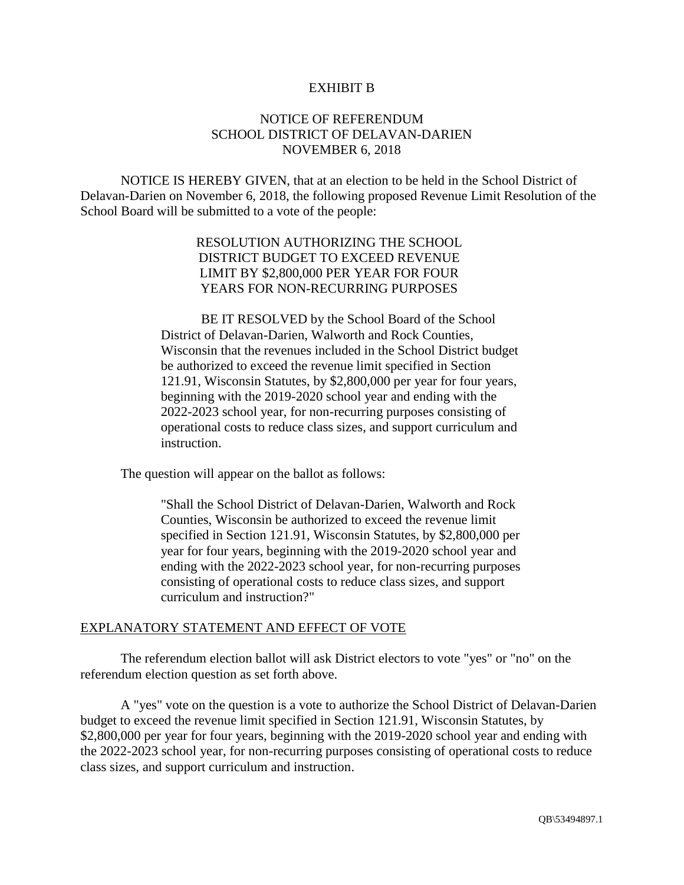EXHIBIT B

# NOTICE OF REFERENDUM
# SCHOOL DISTRICT OF DELAVAN-DARIEN
# NOVEMBER 6, 2018

NOTICE IS HEREBY GIVEN, that at an election to be held in the School District of Delavan-Darien on November 6, 2018, the following proposed Revenue Limit Resolution of the School Board will be submitted to a vote of the people:

> RESOLUTION AUTHORIZING THE SCHOOL DISTRICT BUDGET TO EXCEED REVENUE LIMIT BY $2,800,000 PER YEAR FOR FOUR YEARS FOR NON-RECURRING PURPOSES
>
> BE IT RESOLVED by the School Board of the School District of Delavan-Darien, Walworth and Rock Counties, Wisconsin that the revenues included in the School District budget be authorized to exceed the revenue limit specified in Section 121.91, Wisconsin Statutes, by $2,800,000 per year for four years, beginning with the 2019-2020 school year and ending with the 2022-2023 school year, for non-recurring purposes consisting of operational costs to reduce class sizes, and support curriculum and instruction.

The question will appear on the ballot as follows:

> "Shall the School District of Delavan-Darien, Walworth and Rock Counties, Wisconsin be authorized to exceed the revenue limit specified in Section 121.91, Wisconsin Statutes, by $2,800,000 per year for four years, beginning with the 2019-2020 school year and ending with the 2022-2023 school year, for non-recurring purposes consisting of operational costs to reduce class sizes, and support curriculum and instruction?"

## EXPLANATORY STATEMENT AND EFFECT OF VOTE

The referendum election ballot will ask District electors to vote "yes" or "no" on the referendum election question as set forth above.

A "yes" vote on the question is a vote to authorize the School District of Delavan-Darien budget to exceed the revenue limit specified in Section 121.91, Wisconsin Statutes, by $2,800,000 per year for four years, beginning with the 2019-2020 school year and ending with the 2022-2023 school year, for non-recurring purposes consisting of operational costs to reduce class sizes, and support curriculum and instruction.

QB\53494897.1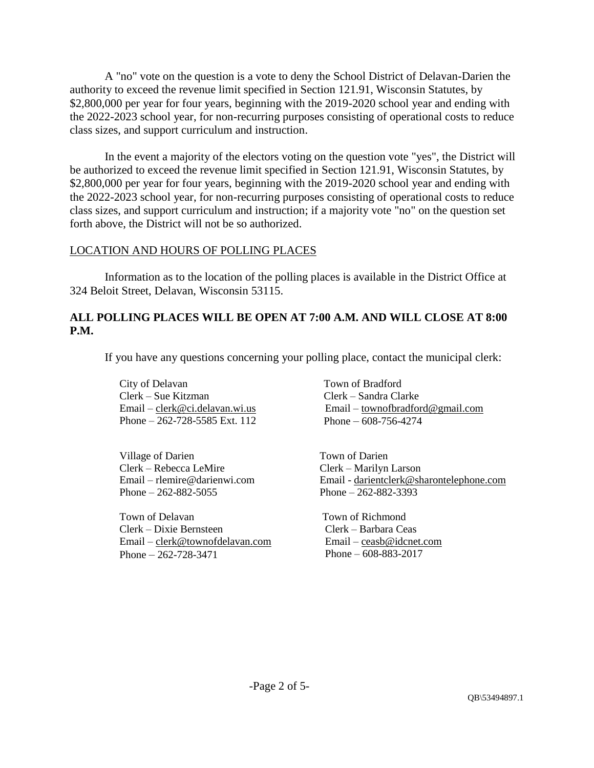A "no" vote on the question is a vote to deny the School District of Delavan-Darien the authority to exceed the revenue limit specified in Section 121.91, Wisconsin Statutes, by $2,800,000 per year for four years, beginning with the 2019-2020 school year and ending with the 2022-2023 school year, for non-recurring purposes consisting of operational costs to reduce class sizes, and support curriculum and instruction.

In the event a majority of the electors voting on the question vote "yes", the District will be authorized to exceed the revenue limit specified in Section 121.91, Wisconsin Statutes, by $2,800,000 per year for four years, beginning with the 2019-2020 school year and ending with the 2022-2023 school year, for non-recurring purposes consisting of operational costs to reduce class sizes, and support curriculum and instruction; if a majority vote "no" on the question set forth above, the District will not be so authorized.

## LOCATION AND HOURS OF POLLING PLACES

Information as to the location of the polling places is available in the District Office at 324 Beloit Street, Delavan, Wisconsin 53115.

**ALL POLLING PLACES WILL BE OPEN AT 7:00 A.M. AND WILL CLOSE AT 8:00 P.M.**

If you have any questions concerning your polling place, contact the municipal clerk:

City of Delavan
Clerk – Sue Kitzman
Email – clerk@ci.delavan.wi.us
Phone – 262-728-5585 Ext. 112

Town of Bradford
Clerk – Sandra Clarke
Email – townofbradford@gmail.com
Phone – 608-756-4274

Village of Darien
Clerk – Rebecca LeMire
Email – rlemire@darienwi.com
Phone – 262-882-5055

Town of Darien
Clerk – Marilyn Larson
Email - darientclerk@sharontelephone.com
Phone – 262-882-3393

Town of Delavan
Clerk – Dixie Bernsteen
Email – clerk@townofdelavan.com
Phone – 262-728-3471

Town of Richmond
Clerk – Barbara Ceas
Email – ceasb@idcnet.com
Phone – 608-883-2017

QB\53494897.1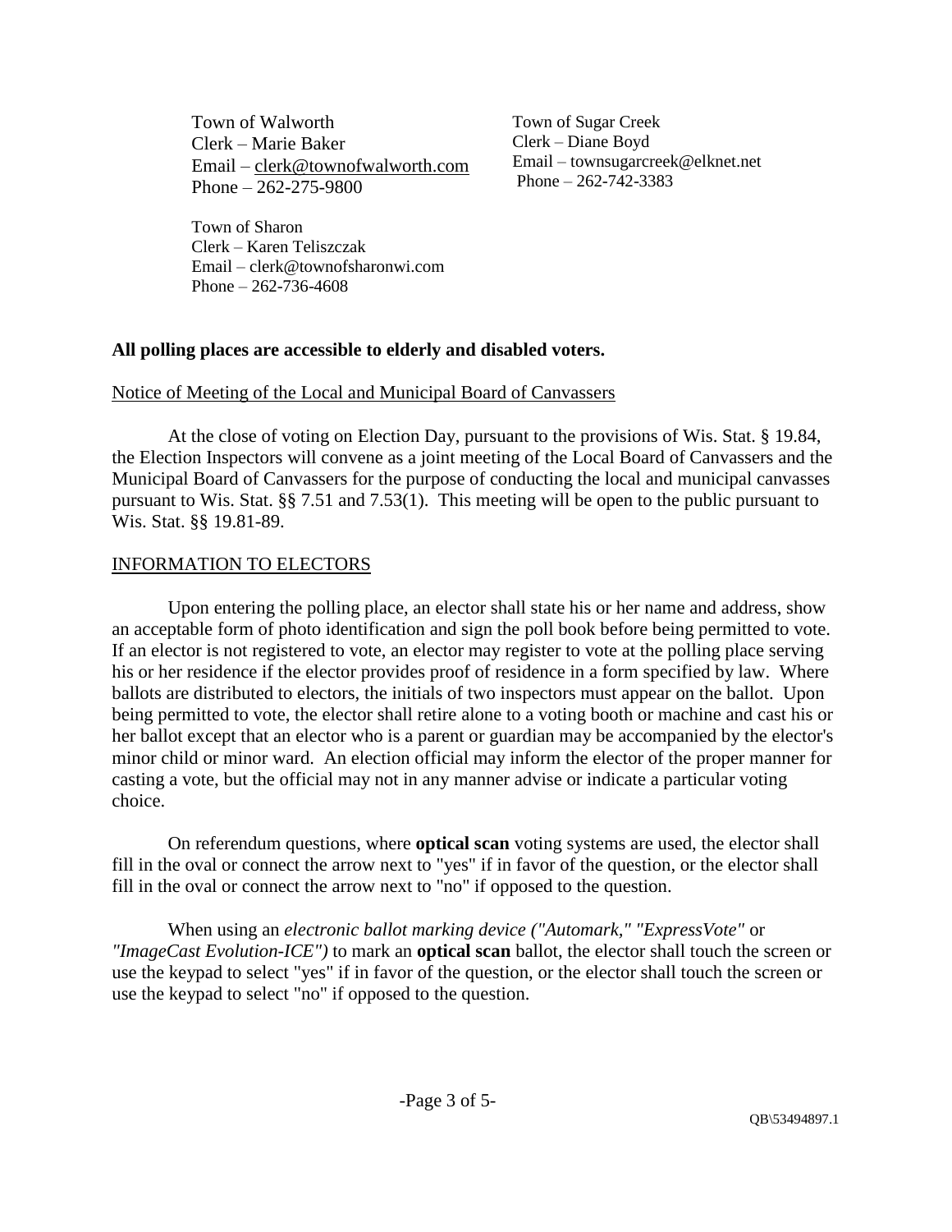Town of Walworth
Clerk – Marie Baker
Email – clerk@townofwalworth.com
Phone – 262-275-9800

Town of Sugar Creek
Clerk – Diane Boyd
Email – townsugarcreek@elknet.net
Phone – 262-742-3383

Town of Sharon
Clerk – Karen Teliszczak
Email – clerk@townofsharonwi.com
Phone – 262-736-4608

**All polling places are accessible to elderly and disabled voters.**

Notice of Meeting of the Local and Municipal Board of Canvassers

At the close of voting on Election Day, pursuant to the provisions of Wis. Stat. § 19.84, the Election Inspectors will convene as a joint meeting of the Local Board of Canvassers and the Municipal Board of Canvassers for the purpose of conducting the local and municipal canvasses pursuant to Wis. Stat. §§ 7.51 and 7.53(1). This meeting will be open to the public pursuant to Wis. Stat. §§ 19.81-89.

INFORMATION TO ELECTORS

Upon entering the polling place, an elector shall state his or her name and address, show an acceptable form of photo identification and sign the poll book before being permitted to vote. If an elector is not registered to vote, an elector may register to vote at the polling place serving his or her residence if the elector provides proof of residence in a form specified by law. Where ballots are distributed to electors, the initials of two inspectors must appear on the ballot. Upon being permitted to vote, the elector shall retire alone to a voting booth or machine and cast his or her ballot except that an elector who is a parent or guardian may be accompanied by the elector's minor child or minor ward. An election official may inform the elector of the proper manner for casting a vote, but the official may not in any manner advise or indicate a particular voting choice.

On referendum questions, where **optical scan** voting systems are used, the elector shall fill in the oval or connect the arrow next to "yes" if in favor of the question, or the elector shall fill in the oval or connect the arrow next to "no" if opposed to the question.

When using an *electronic ballot marking device ("Automark," "ExpressVote"* or *"ImageCast Evolution-ICE")* to mark an **optical scan** ballot, the elector shall touch the screen or use the keypad to select "yes" if in favor of the question, or the elector shall touch the screen or use the keypad to select "no" if opposed to the question.

QB\53494897.1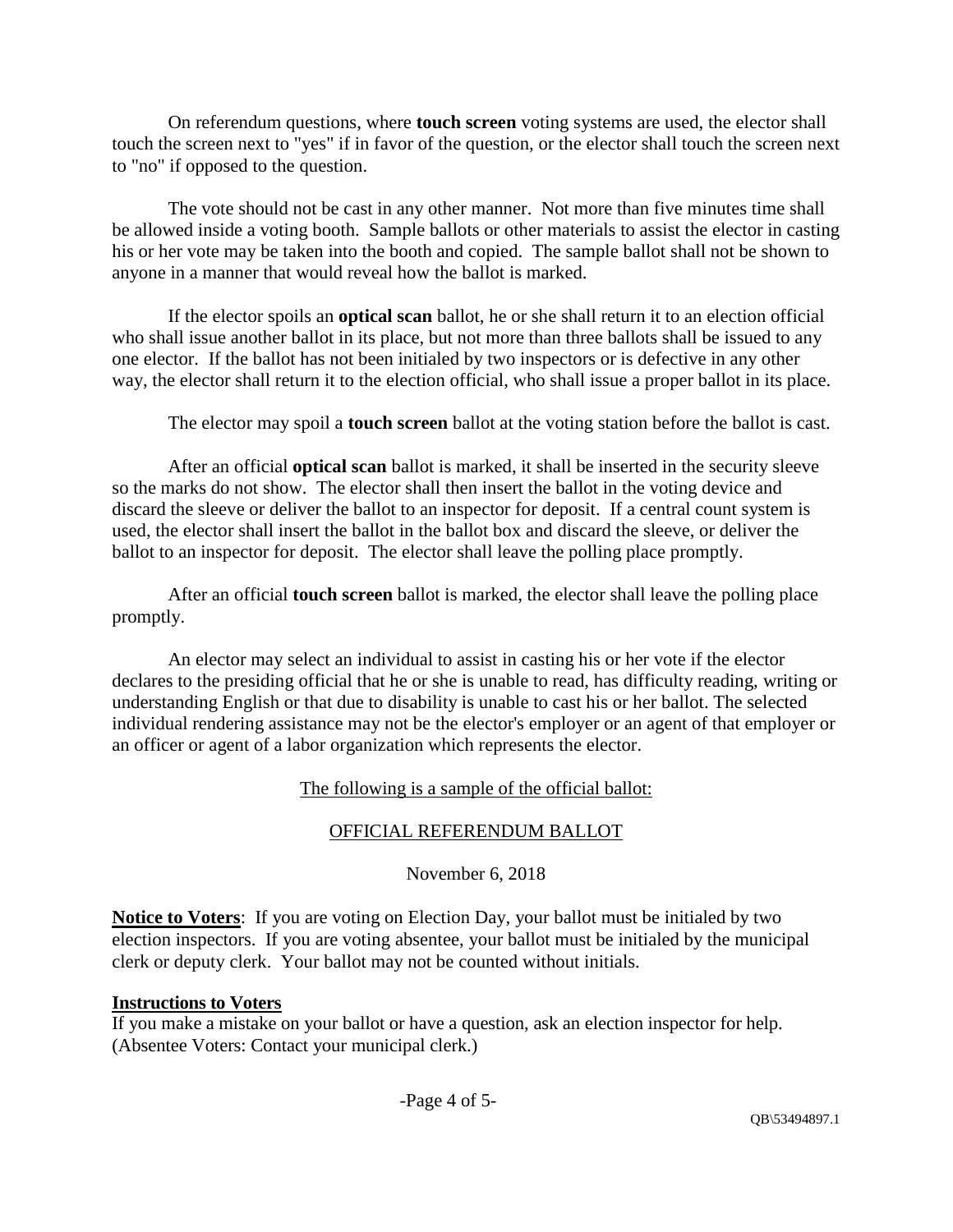On referendum questions, where **touch screen** voting systems are used, the elector shall touch the screen next to "yes" if in favor of the question, or the elector shall touch the screen next to "no" if opposed to the question.

The vote should not be cast in any other manner. Not more than five minutes time shall be allowed inside a voting booth. Sample ballots or other materials to assist the elector in casting his or her vote may be taken into the booth and copied. The sample ballot shall not be shown to anyone in a manner that would reveal how the ballot is marked.

If the elector spoils an **optical scan** ballot, he or she shall return it to an election official who shall issue another ballot in its place, but not more than three ballots shall be issued to any one elector. If the ballot has not been initialed by two inspectors or is defective in any other way, the elector shall return it to the election official, who shall issue a proper ballot in its place.

The elector may spoil a **touch screen** ballot at the voting station before the ballot is cast.

After an official **optical scan** ballot is marked, it shall be inserted in the security sleeve so the marks do not show. The elector shall then insert the ballot in the voting device and discard the sleeve or deliver the ballot to an inspector for deposit. If a central count system is used, the elector shall insert the ballot in the ballot box and discard the sleeve, or deliver the ballot to an inspector for deposit. The elector shall leave the polling place promptly.

After an official **touch screen** ballot is marked, the elector shall leave the polling place promptly.

An elector may select an individual to assist in casting his or her vote if the elector declares to the presiding official that he or she is unable to read, has difficulty reading, writing or understanding English or that due to disability is unable to cast his or her ballot. The selected individual rendering assistance may not be the elector's employer or an agent of that employer or an officer or agent of a labor organization which represents the elector.

<u>The following is a sample of the official ballot:</u>

<u>OFFICIAL REFERENDUM BALLOT</u>

November 6, 2018

**<u>Notice to Voters</u>**: If you are voting on Election Day, your ballot must be initialed by two election inspectors. If you are voting absentee, your ballot must be initialed by the municipal clerk or deputy clerk. Your ballot may not be counted without initials.

**<u>Instructions to Voters</u>**

If you make a mistake on your ballot or have a question, ask an election inspector for help. (Absentee Voters: Contact your municipal clerk.)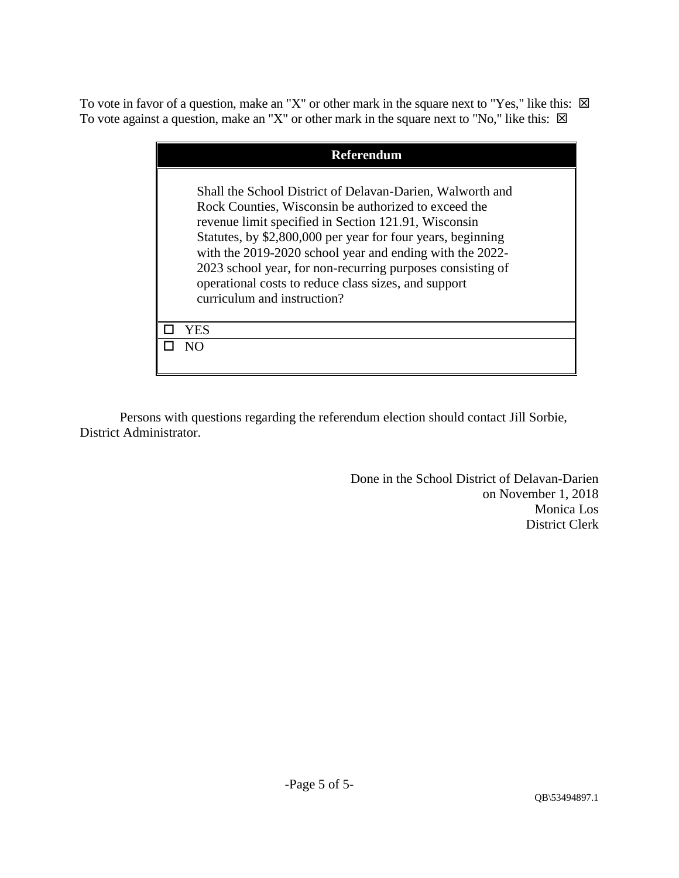To vote in favor of a question, make an "X" or other mark in the square next to "Yes," like this: ☒
To vote against a question, make an "X" or other mark in the square next to "No," like this: ☒

| **Referendum** |
|---|
| Shall the School District of Delavan-Darien, Walworth and Rock Counties, Wisconsin be authorized to exceed the revenue limit specified in Section 121.91, Wisconsin Statutes, by $2,800,000 per year for four years, beginning with the 2019-2020 school year and ending with the 2022-2023 school year, for non-recurring purposes consisting of operational costs to reduce class sizes, and support curriculum and instruction? |
| ☐ YES |
| ☐ NO |

Persons with questions regarding the referendum election should contact Jill Sorbie, District Administrator.

Done in the School District of Delavan-Darien
on November 1, 2018
Monica Los
District Clerk

QB\53494897.1